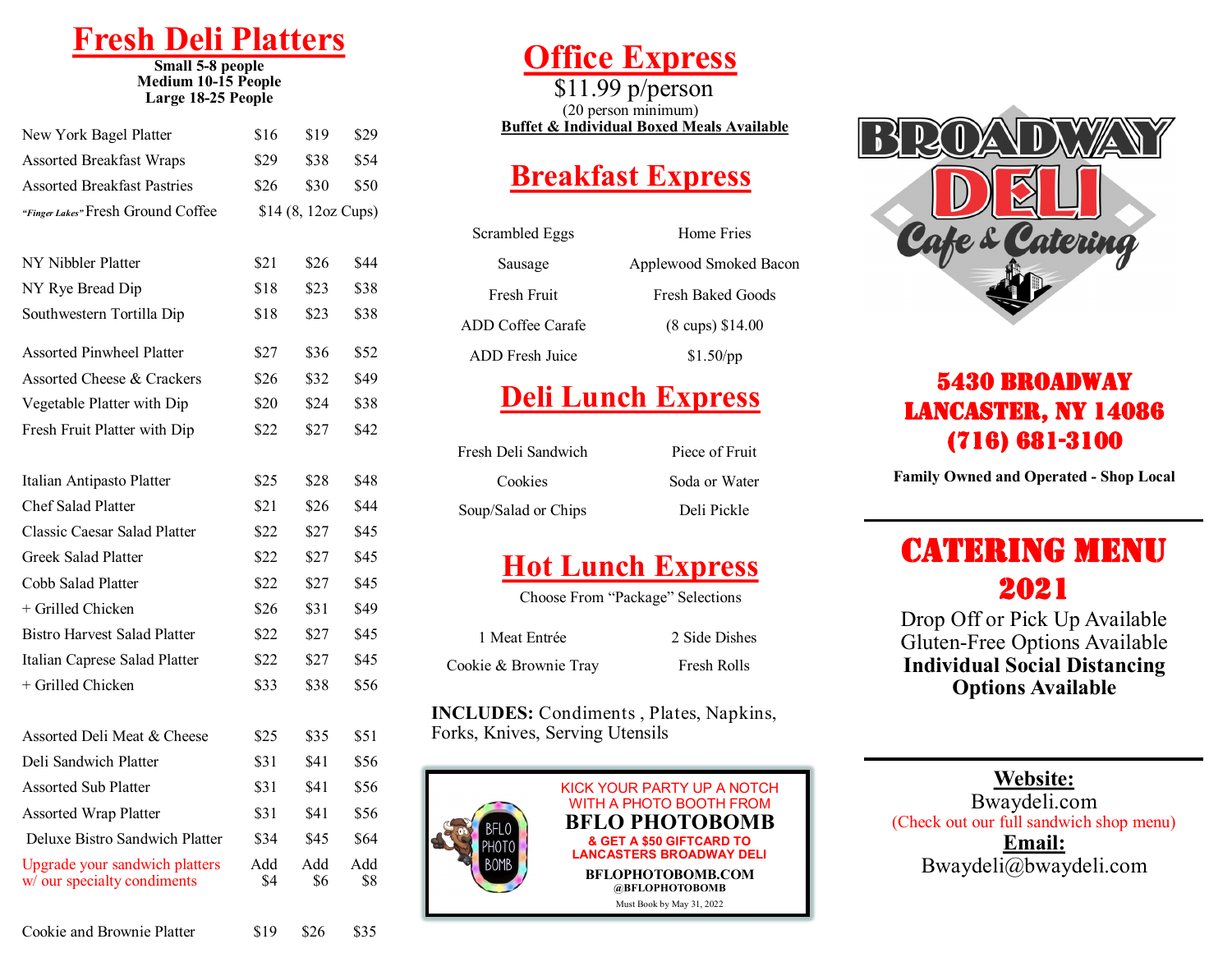# Fresh Deli Platters

**Small 5-8 people**
**Medium 10-15 People**
**Large 18-25 People**

| Item | Small | Medium | Large |
|---|---|---|---|
| New York Bagel Platter | $16 | $19 | $29 |
| Assorted Breakfast Wraps | $29 | $38 | $54 |
| Assorted Breakfast Pastries | $26 | $30 | $50 |
| *"Finger Lakes"* Fresh Ground Coffee | $14 (8, 12oz Cups) | | |
| NY Nibbler Platter | $21 | $26 | $44 |
| NY Rye Bread Dip | $18 | $23 | $38 |
| Southwestern Tortilla Dip | $18 | $23 | $38 |
| Assorted Pinwheel Platter | $27 | $36 | $52 |
| Assorted Cheese & Crackers | $26 | $32 | $49 |
| Vegetable Platter with Dip | $20 | $24 | $38 |
| Fresh Fruit Platter with Dip | $22 | $27 | $42 |
| Italian Antipasto Platter | $25 | $28 | $48 |
| Chef Salad Platter | $21 | $26 | $44 |
| Classic Caesar Salad Platter | $22 | $27 | $45 |
| Greek Salad Platter | $22 | $27 | $45 |
| Cobb Salad Platter | $22 | $27 | $45 |
| + Grilled Chicken | $26 | $31 | $49 |
| Bistro Harvest Salad Platter | $22 | $27 | $45 |
| Italian Caprese Salad Platter | $22 | $27 | $45 |
| + Grilled Chicken | $33 | $38 | $56 |
| Assorted Deli Meat & Cheese | $25 | $35 | $51 |
| Deli Sandwich Platter | $31 | $41 | $56 |
| Assorted Sub Platter | $31 | $41 | $56 |
| Assorted Wrap Platter | $31 | $41 | $56 |
| Deluxe Bistro Sandwich Platter | $34 | $45 | $64 |
| Upgrade your sandwich platters w/ our specialty condiments | Add $4 | Add $6 | Add $8 |
| Cookie and Brownie Platter | $19 | $26 | $35 |

# Office Express

$11.99 p/person
(20 person minimum)
**Buffet & Individual Boxed Meals Available**

## Breakfast Express

| | |
|---|---|
| Scrambled Eggs | Home Fries |
| Sausage | Applewood Smoked Bacon |
| Fresh Fruit | Fresh Baked Goods |
| ADD Coffee Carafe | (8 cups) $14.00 |
| ADD Fresh Juice | $1.50/pp |

## Deli Lunch Express

| | |
|---|---|
| Fresh Deli Sandwich | Piece of Fruit |
| Cookies | Soda or Water |
| Soup/Salad or Chips | Deli Pickle |

## Hot Lunch Express

Choose From "Package" Selections

| | |
|---|---|
| 1 Meat Entrée | 2 Side Dishes |
| Cookie & Brownie Tray | Fresh Rolls |

**INCLUDES:** Condiments , Plates, Napkins, Forks, Knives, Serving Utensils

KICK YOUR PARTY UP A NOTCH WITH A PHOTO BOOTH FROM
**BFLO PHOTOBOMB**
**& GET A $50 GIFTCARD TO LANCASTERS BROADWAY DELI**
**BFLOPHOTOBOMB.COM**
**@BFLOPHOTOBOMB**
Must Book by May 31, 2022

# Broadway Deli Cafe & Catering

**5430 BROADWAY**
**LANCASTER, NY 14086**
**(716) 681-3100**

**Family Owned and Operated - Shop Local**

# CATERING MENU 2021

Drop Off or Pick Up Available
Gluten-Free Options Available
**Individual Social Distancing Options Available**

**Website:**
Bwaydeli.com
(Check out our full sandwich shop menu)
**Email:**
Bwaydeli@bwaydeli.com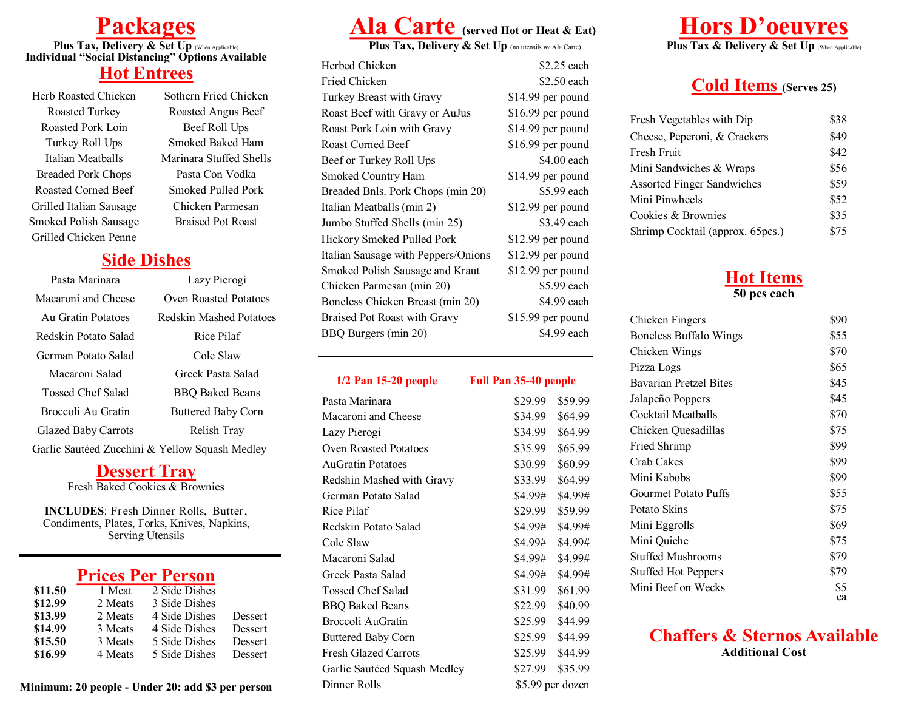# Packages

**Plus Tax, Delivery & Set Up** (When Applicable)
**Individual "Social Distancing" Options Available**

## Hot Entrees

| | |
|---|---|
| Herb Roasted Chicken | Sothern Fried Chicken |
| Roasted Turkey | Roasted Angus Beef |
| Roasted Pork Loin | Beef Roll Ups |
| Turkey Roll Ups | Smoked Baked Ham |
| Italian Meatballs | Marinara Stuffed Shells |
| Breaded Pork Chops | Pasta Con Vodka |
| Roasted Corned Beef | Smoked Pulled Pork |
| Grilled Italian Sausage | Chicken Parmesan |
| Smoked Polish Sausage | Braised Pot Roast |
| Grilled Chicken Penne | |

## Side Dishes

| | |
|---|---|
| Pasta Marinara | Lazy Pierogi |
| Macaroni and Cheese | Oven Roasted Potatoes |
| Au Gratin Potatoes | Redskin Mashed Potatoes |
| Redskin Potato Salad | Rice Pilaf |
| German Potato Salad | Cole Slaw |
| Macaroni Salad | Greek Pasta Salad |
| Tossed Chef Salad | BBQ Baked Beans |
| Broccoli Au Gratin | Buttered Baby Corn |
| Glazed Baby Carrots | Relish Tray |

Garlic Sautéed Zucchini & Yellow Squash Medley

## Dessert Tray

Fresh Baked Cookies & Brownies

**INCLUDES**: Fresh Dinner Rolls, Butter, Condiments, Plates, Forks, Knives, Napkins, Serving Utensils

## Prices Per Person

| | | | |
|---|---|---|---|
| **$11.50** | 1 Meat | 2 Side Dishes | |
| **$12.99** | 2 Meats | 3 Side Dishes | |
| **$13.99** | 2 Meats | 4 Side Dishes | Dessert |
| **$14.99** | 3 Meats | 4 Side Dishes | Dessert |
| **$15.50** | 3 Meats | 5 Side Dishes | Dessert |
| **$16.99** | 4 Meats | 5 Side Dishes | Dessert |

**Minimum: 20 people - Under 20: add $3 per person**

# Ala Carte (served Hot or Heat & Eat)

**Plus Tax, Delivery & Set Up** (no utensils w/ Ala Carte)

| | |
|---|---|
| Herbed Chicken | $2.25 each |
| Fried Chicken | $2.50 each |
| Turkey Breast with Gravy | $14.99 per pound |
| Roast Beef with Gravy or AuJus | $16.99 per pound |
| Roast Pork Loin with Gravy | $14.99 per pound |
| Roast Corned Beef | $16.99 per pound |
| Beef or Turkey Roll Ups | $4.00 each |
| Smoked Country Ham | $14.99 per pound |
| Breaded Bnls. Pork Chops (min 20) | $5.99 each |
| Italian Meatballs (min 2) | $12.99 per pound |
| Jumbo Stuffed Shells (min 25) | $3.49 each |
| Hickory Smoked Pulled Pork | $12.99 per pound |
| Italian Sausage with Peppers/Onions | $12.99 per pound |
| Smoked Polish Sausage and Kraut | $12.99 per pound |
| Chicken Parmesan (min 20) | $5.99 each |
| Boneless Chicken Breast (min 20) | $4.99 each |
| Braised Pot Roast with Gravy | $15.99 per pound |
| BBQ Burgers (min 20) | $4.99 each |

| | 1/2 Pan 15-20 people | Full Pan 35-40 people |
|---|---|---|
| Pasta Marinara | $29.99 | $59.99 |
| Macaroni and Cheese | $34.99 | $64.99 |
| Lazy Pierogi | $34.99 | $64.99 |
| Oven Roasted Potatoes | $35.99 | $65.99 |
| AuGratin Potatoes | $30.99 | $60.99 |
| Redshin Mashed with Gravy | $33.99 | $64.99 |
| German Potato Salad | $4.99# | $4.99# |
| Rice Pilaf | $29.99 | $59.99 |
| Redskin Potato Salad | $4.99# | $4.99# |
| Cole Slaw | $4.99# | $4.99# |
| Macaroni Salad | $4.99# | $4.99# |
| Greek Pasta Salad | $4.99# | $4.99# |
| Tossed Chef Salad | $31.99 | $61.99 |
| BBQ Baked Beans | $22.99 | $40.99 |
| Broccoli AuGratin | $25.99 | $44.99 |
| Buttered Baby Corn | $25.99 | $44.99 |
| Fresh Glazed Carrots | $25.99 | $44.99 |
| Garlic Sautéed Squash Medley | $27.99 | $35.99 |
| Dinner Rolls | $5.99 per dozen | |

# Hors D'oeuvres

**Plus Tax & Delivery & Set Up** (When Applicable)

## Cold Items (Serves 25)

| | |
|---|---|
| Fresh Vegetables with Dip | $38 |
| Cheese, Peperoni, & Crackers | $49 |
| Fresh Fruit | $42 |
| Mini Sandwiches & Wraps | $56 |
| Assorted Finger Sandwiches | $59 |
| Mini Pinwheels | $52 |
| Cookies & Brownies | $35 |
| Shrimp Cocktail (approx. 65pcs.) | $75 |

## Hot Items

**50 pcs each**

| | |
|---|---|
| Chicken Fingers | $90 |
| Boneless Buffalo Wings | $55 |
| Chicken Wings | $70 |
| Pizza Logs | $65 |
| Bavarian Pretzel Bites | $45 |
| Jalapeño Poppers | $45 |
| Cocktail Meatballs | $70 |
| Chicken Quesadillas | $75 |
| Fried Shrimp | $99 |
| Crab Cakes | $99 |
| Mini Kabobs | $99 |
| Gourmet Potato Puffs | $55 |
| Potato Skins | $75 |
| Mini Eggrolls | $69 |
| Mini Quiche | $75 |
| Stuffed Mushrooms | $79 |
| Stuffed Hot Peppers | $79 |
| Mini Beef on Wecks | $5 ea |

## Chaffers & Sternos Available

**Additional Cost**